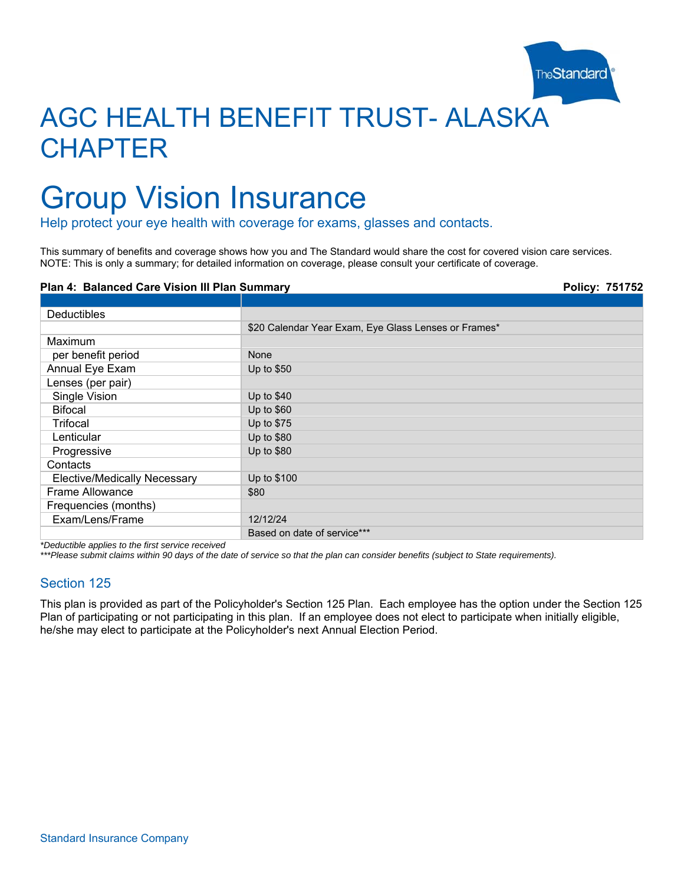# AGC HEALTH BENEFIT TRUST- ALASKA CHAPTER

# Group Vision Insurance

## Help protect your eye health with coverage for exams, glasses and contacts.

This summary of benefits and coverage shows how you and The Standard would share the cost for covered vision care services. NOTE: This is only a summary; for detailed information on coverage, please consult your certificate of coverage.

**Plan 4: Balanced Care Vision III Plan Summary** **Policy: 751752**

| | |
|---|---|
| Deductibles | |
| | $20 Calendar Year Exam, Eye Glass Lenses or Frames* |
| Maximum | |
| per benefit period | None |
| Annual Eye Exam | Up to $50 |
| Lenses (per pair) | |
| Single Vision | Up to $40 |
| Bifocal | Up to $60 |
| Trifocal | Up to $75 |
| Lenticular | Up to $80 |
| Progressive | Up to $80 |
| Contacts | |
| Elective/Medically Necessary | Up to $100 |
| Frame Allowance | $80 |
| Frequencies (months) | |
| Exam/Lens/Frame | 12/12/24 |
| | Based on date of service*** |

*\*Deductible applies to the first service received*

*\*\*\*Please submit claims within 90 days of the date of service so that the plan can consider benefits (subject to State requirements).*

## Section 125

This plan is provided as part of the Policyholder's Section 125 Plan. Each employee has the option under the Section 125 Plan of participating or not participating in this plan. If an employee does not elect to participate when initially eligible, he/she may elect to participate at the Policyholder's next Annual Election Period.

Standard Insurance Company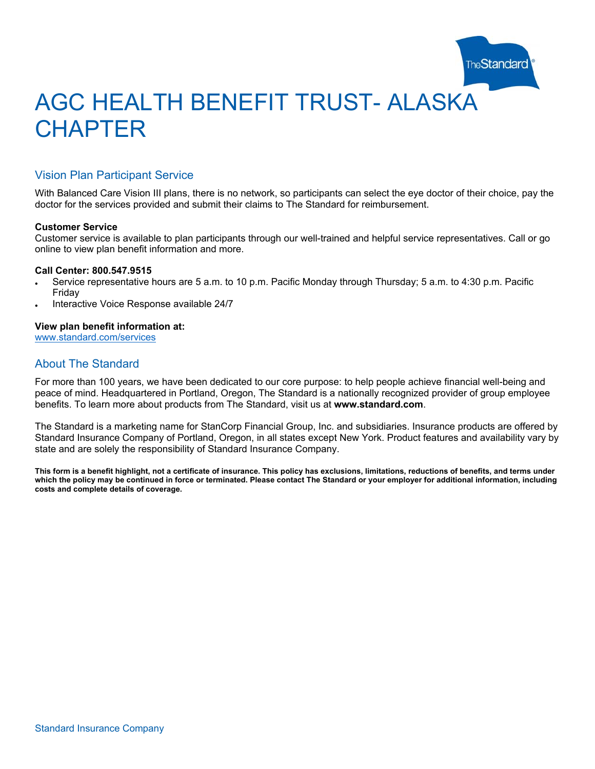# AGC HEALTH BENEFIT TRUST- ALASKA CHAPTER

## Vision Plan Participant Service

With Balanced Care Vision III plans, there is no network, so participants can select the eye doctor of their choice, pay the doctor for the services provided and submit their claims to The Standard for reimbursement.

**Customer Service**
Customer service is available to plan participants through our well-trained and helpful service representatives. Call or go online to view plan benefit information and more.

**Call Center: 800.547.9515**

- Service representative hours are 5 a.m. to 10 p.m. Pacific Monday through Thursday; 5 a.m. to 4:30 p.m. Pacific Friday
- Interactive Voice Response available 24/7

**View plan benefit information at:**
www.standard.com/services

## About The Standard

For more than 100 years, we have been dedicated to our core purpose: to help people achieve financial well-being and peace of mind. Headquartered in Portland, Oregon, The Standard is a nationally recognized provider of group employee benefits. To learn more about products from The Standard, visit us at **www.standard.com**.

The Standard is a marketing name for StanCorp Financial Group, Inc. and subsidiaries. Insurance products are offered by Standard Insurance Company of Portland, Oregon, in all states except New York. Product features and availability vary by state and are solely the responsibility of Standard Insurance Company.

**This form is a benefit highlight, not a certificate of insurance. This policy has exclusions, limitations, reductions of benefits, and terms under which the policy may be continued in force or terminated. Please contact The Standard or your employer for additional information, including costs and complete details of coverage.**